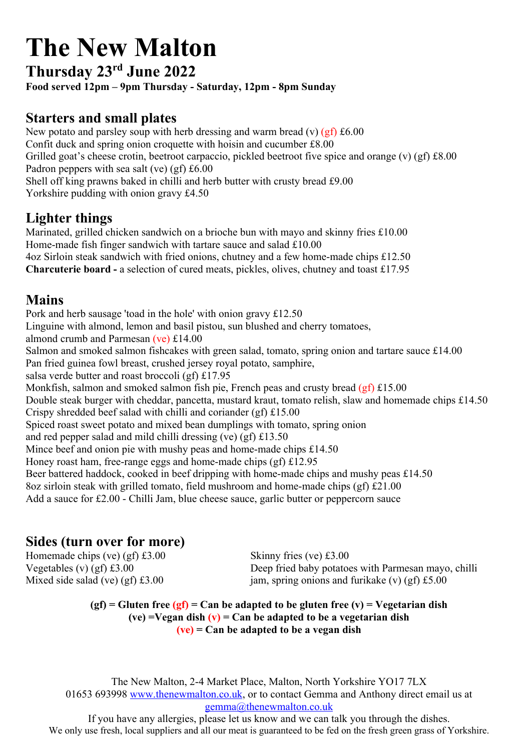# The New Malton

## Thursday 23rd June 2022

**Food served 12pm – 9pm Thursday - Saturday, 12pm - 8pm Sunday**

## Starters and small plates

New potato and parsley soup with herb dressing and warm bread (v) (gf) £6.00
Confit duck and spring onion croquette with hoisin and cucumber £8.00
Grilled goat's cheese crotin, beetroot carpaccio, pickled beetroot five spice and orange (v) (gf) £8.00
Padron peppers with sea salt (ve) (gf) £6.00
Shell off king prawns baked in chilli and herb butter with crusty bread £9.00
Yorkshire pudding with onion gravy £4.50

## Lighter things

Marinated, grilled chicken sandwich on a brioche bun with mayo and skinny fries £10.00
Home-made fish finger sandwich with tartare sauce and salad £10.00
4oz Sirloin steak sandwich with fried onions, chutney and a few home-made chips £12.50
**Charcuterie board -** a selection of cured meats, pickles, olives, chutney and toast £17.95

## Mains

Pork and herb sausage 'toad in the hole' with onion gravy £12.50
Linguine with almond, lemon and basil pistou, sun blushed and cherry tomatoes, almond crumb and Parmesan (ve) £14.00
Salmon and smoked salmon fishcakes with green salad, tomato, spring onion and tartare sauce £14.00
Pan fried guinea fowl breast, crushed jersey royal potato, samphire, salsa verde butter and roast broccoli (gf) £17.95
Monkfish, salmon and smoked salmon fish pie, French peas and crusty bread (gf) £15.00
Double steak burger with cheddar, pancetta, mustard kraut, tomato relish, slaw and homemade chips £14.50
Crispy shredded beef salad with chilli and coriander (gf) £15.00
Spiced roast sweet potato and mixed bean dumplings with tomato, spring onion and red pepper salad and mild chilli dressing (ve) (gf) £13.50
Mince beef and onion pie with mushy peas and home-made chips £14.50
Honey roast ham, free-range eggs and home-made chips (gf) £12.95
Beer battered haddock, cooked in beef dripping with home-made chips and mushy peas £14.50
8oz sirloin steak with grilled tomato, field mushroom and home-made chips (gf) £21.00
Add a sauce for £2.00 - Chilli Jam, blue cheese sauce, garlic butter or peppercorn sauce

## Sides (turn over for more)

Homemade chips (ve) (gf) £3.00
Vegetables (v) (gf) £3.00
Mixed side salad (ve) (gf) £3.00
Skinny fries (ve) £3.00
Deep fried baby potatoes with Parmesan mayo, chilli jam, spring onions and furikake (v) (gf) £5.00

**(gf) = Gluten free (gf) = Can be adapted to be gluten free (v) = Vegetarian dish**
**(ve) =Vegan dish (v) = Can be adapted to be a vegetarian dish**
**(ve) = Can be adapted to be a vegan dish**

The New Malton, 2-4 Market Place, Malton, North Yorkshire YO17 7LX
01653 693998 www.thenewmalton.co.uk, or to contact Gemma and Anthony direct email us at gemma@thenewmalton.co.uk
If you have any allergies, please let us know and we can talk you through the dishes.
We only use fresh, local suppliers and all our meat is guaranteed to be fed on the fresh green grass of Yorkshire.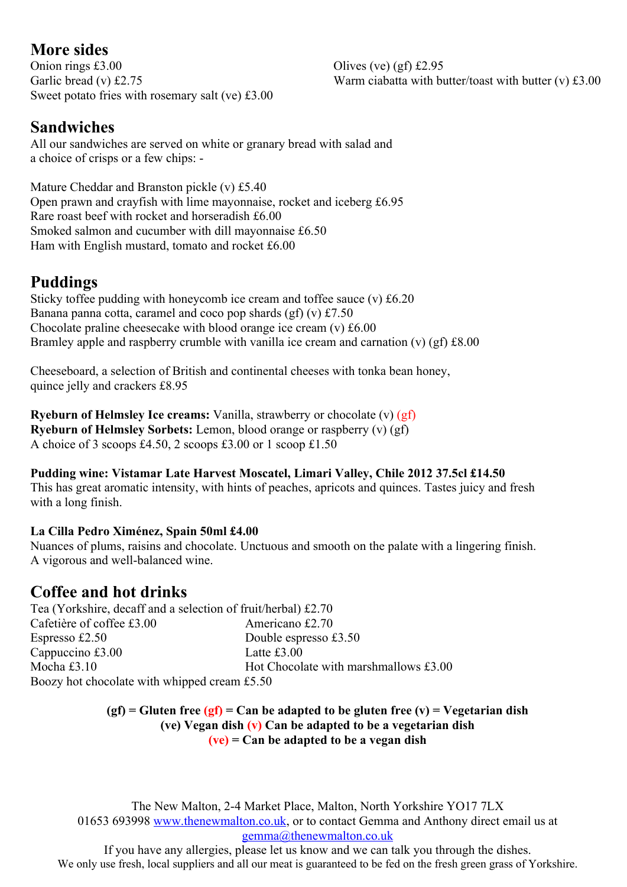## More sides

Onion rings £3.00
Garlic bread (v) £2.75
Sweet potato fries with rosemary salt (ve) £3.00
Olives (ve) (gf) £2.95
Warm ciabatta with butter/toast with butter (v) £3.00

## Sandwiches

All our sandwiches are served on white or granary bread with salad and a choice of crisps or a few chips: -

Mature Cheddar and Branston pickle (v) £5.40
Open prawn and crayfish with lime mayonnaise, rocket and iceberg £6.95
Rare roast beef with rocket and horseradish £6.00
Smoked salmon and cucumber with dill mayonnaise £6.50
Ham with English mustard, tomato and rocket £6.00

## Puddings

Sticky toffee pudding with honeycomb ice cream and toffee sauce (v) £6.20
Banana panna cotta, caramel and coco pop shards (gf) (v) £7.50
Chocolate praline cheesecake with blood orange ice cream (v) £6.00
Bramley apple and raspberry crumble with vanilla ice cream and carnation (v) (gf) £8.00

Cheeseboard, a selection of British and continental cheeses with tonka bean honey, quince jelly and crackers £8.95

**Ryeburn of Helmsley Ice creams:** Vanilla, strawberry or chocolate (v) (gf)
**Ryeburn of Helmsley Sorbets:** Lemon, blood orange or raspberry (v) (gf)
A choice of 3 scoops £4.50, 2 scoops £3.00 or 1 scoop £1.50

**Pudding wine: Vistamar Late Harvest Moscatel, Limari Valley, Chile 2012 37.5cl £14.50**
This has great aromatic intensity, with hints of peaches, apricots and quinces. Tastes juicy and fresh with a long finish.

**La Cilla Pedro Ximénez, Spain 50ml £4.00**
Nuances of plums, raisins and chocolate. Unctuous and smooth on the palate with a lingering finish. A vigorous and well-balanced wine.

## Coffee and hot drinks

Tea (Yorkshire, decaff and a selection of fruit/herbal) £2.70
Cafetière of coffee £3.00
Americano £2.70
Espresso £2.50
Double espresso £3.50
Cappuccino £3.00
Latte £3.00
Mocha £3.10
Hot Chocolate with marshmallows £3.00
Boozy hot chocolate with whipped cream £5.50

**(gf) = Gluten free (gf) = Can be adapted to be gluten free (v) = Vegetarian dish**
**(ve) Vegan dish (v) Can be adapted to be a vegetarian dish**
**(ve) = Can be adapted to be a vegan dish**

The New Malton, 2-4 Market Place, Malton, North Yorkshire YO17 7LX
01653 693998 www.thenewmalton.co.uk, or to contact Gemma and Anthony direct email us at gemma@thenewmalton.co.uk
If you have any allergies, please let us know and we can talk you through the dishes.
We only use fresh, local suppliers and all our meat is guaranteed to be fed on the fresh green grass of Yorkshire.